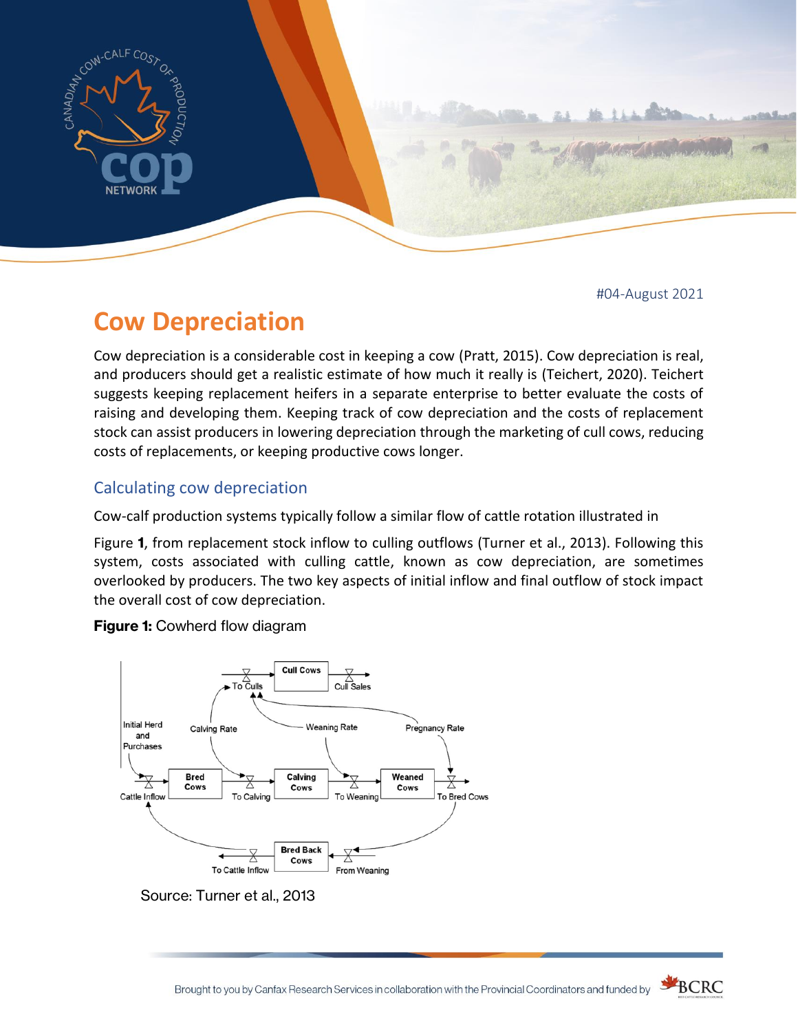#04-August 2021

# Cow Depreciation

Cow depreciation is a considerable cost in keeping a cow (Pratt, 2015). Cow depreciation is real, and producers should get a realistic estimate of how much it really is (Teichert, 2020). Teichert suggests keeping replacement heifers in a separate enterprise to better evaluate the costs of raising and developing them. Keeping track of cow depreciation and the costs of replacement stock can assist producers in lowering depreciation through the marketing of cull cows, reducing costs of replacements, or keeping productive cows longer.

## Calculating cow depreciation

Cow-calf production systems typically follow a similar flow of cattle rotation illustrated in

Figure **1**, from replacement stock inflow to culling outflows (Turner et al., 2013). Following this system, costs associated with culling cattle, known as cow depreciation, are sometimes overlooked by producers. The two key aspects of initial inflow and final outflow of stock impact the overall cost of cow depreciation.

**Figure 1:** Cowherd flow diagram

Source: Turner et al., 2013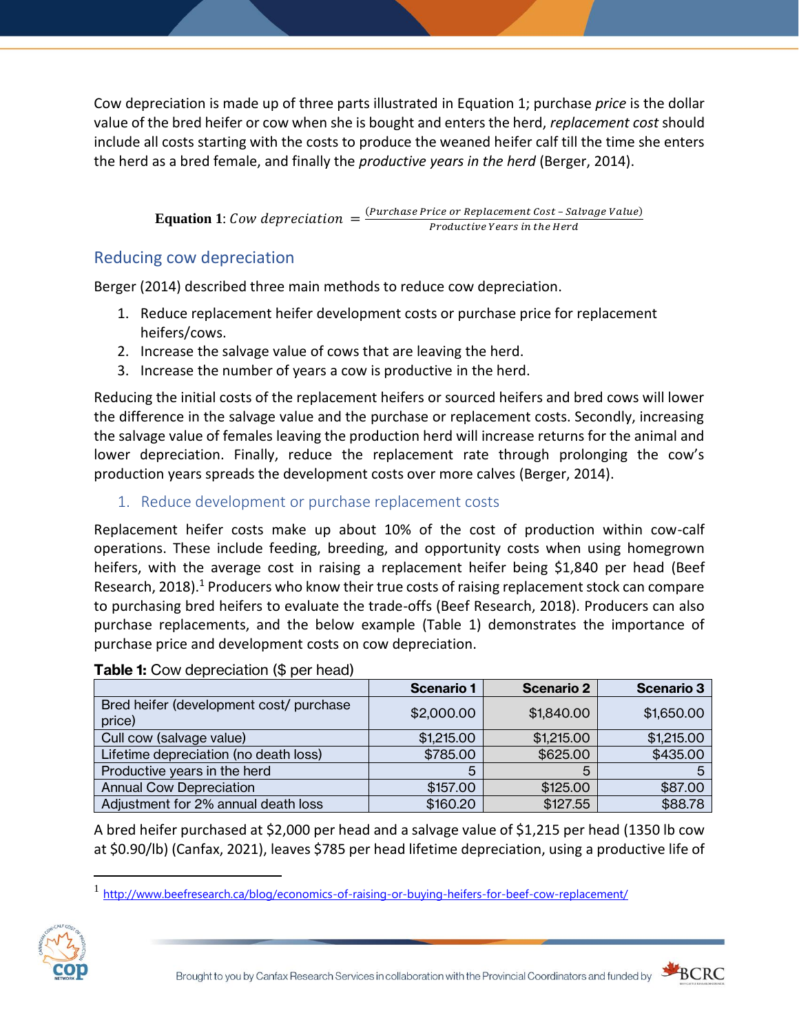Cow depreciation is made up of three parts illustrated in Equation 1; purchase *price* is the dollar value of the bred heifer or cow when she is bought and enters the herd, *replacement cost* should include all costs starting with the costs to produce the weaned heifer calf till the time she enters the herd as a bred female, and finally the *productive years in the herd* (Berger, 2014).

$$\textbf{Equation 1}: Cow\ depreciation = \frac{(Purchase\ Price\ or\ Replacement\ Cost - Salvage\ Value)}{Productive\ Years\ in\ the\ Herd}$$

## Reducing cow depreciation

Berger (2014) described three main methods to reduce cow depreciation.

1. Reduce replacement heifer development costs or purchase price for replacement heifers/cows.
2. Increase the salvage value of cows that are leaving the herd.
3. Increase the number of years a cow is productive in the herd.

Reducing the initial costs of the replacement heifers or sourced heifers and bred cows will lower the difference in the salvage value and the purchase or replacement costs. Secondly, increasing the salvage value of females leaving the production herd will increase returns for the animal and lower depreciation. Finally, reduce the replacement rate through prolonging the cow's production years spreads the development costs over more calves (Berger, 2014).

### 1. Reduce development or purchase replacement costs

Replacement heifer costs make up about 10% of the cost of production within cow-calf operations. These include feeding, breeding, and opportunity costs when using homegrown heifers, with the average cost in raising a replacement heifer being $1,840 per head (Beef Research, 2018).[1] Producers who know their true costs of raising replacement stock can compare to purchasing bred heifers to evaluate the trade-offs (Beef Research, 2018). Producers can also purchase replacements, and the below example (Table 1) demonstrates the importance of purchase price and development costs on cow depreciation.

**Table 1:** Cow depreciation ($ per head)

| | Scenario 1 | Scenario 2 | Scenario 3 |
|---|---|---|---|
| Bred heifer (development cost/ purchase price) | $2,000.00 | $1,840.00 | $1,650.00 |
| Cull cow (salvage value) | $1,215.00 | $1,215.00 | $1,215.00 |
| Lifetime depreciation (no death loss) | $785.00 | $625.00 | $435.00 |
| Productive years in the herd | 5 | 5 | 5 |
| Annual Cow Depreciation | $157.00 | $125.00 | $87.00 |
| Adjustment for 2% annual death loss | $160.20 | $127.55 | $88.78 |

A bred heifer purchased at $2,000 per head and a salvage value of $1,215 per head (1350 lb cow at $0.90/lb) (Canfax, 2021), leaves $785 per head lifetime depreciation, using a productive life of

[1] http://www.beefresearch.ca/blog/economics-of-raising-or-buying-heifers-for-beef-cow-replacement/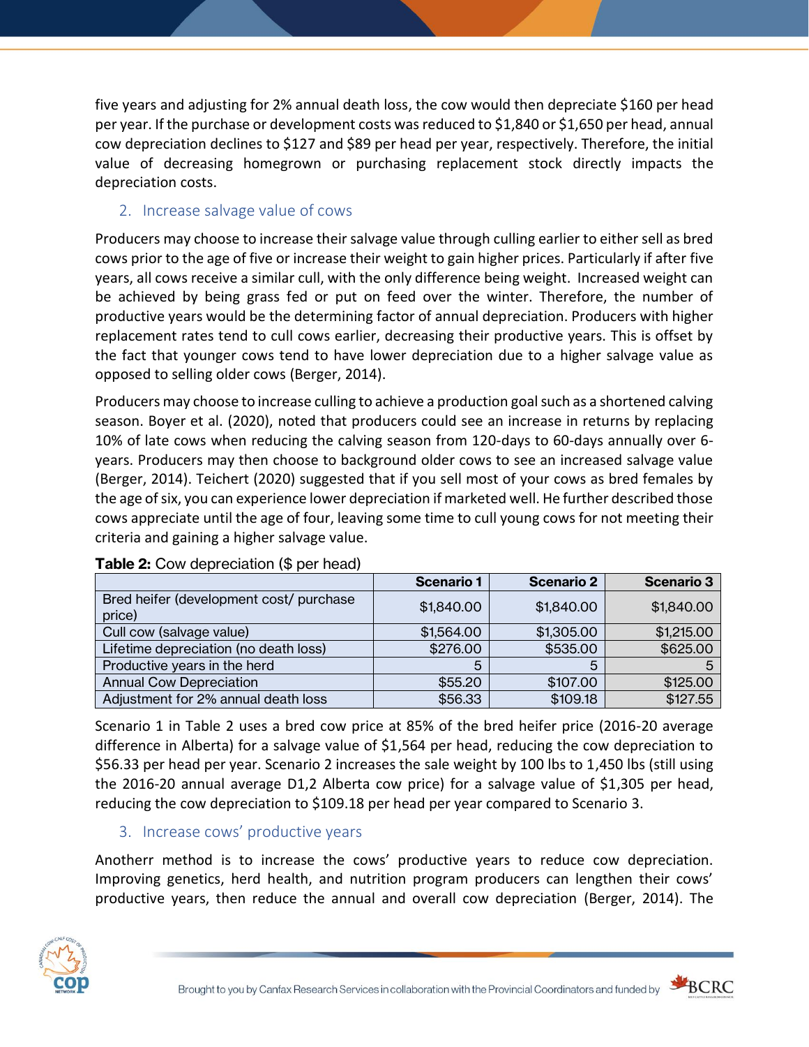five years and adjusting for 2% annual death loss, the cow would then depreciate $160 per head per year. If the purchase or development costs was reduced to $1,840 or $1,650 per head, annual cow depreciation declines to $127 and $89 per head per year, respectively. Therefore, the initial value of decreasing homegrown or purchasing replacement stock directly impacts the depreciation costs.

## 2. Increase salvage value of cows

Producers may choose to increase their salvage value through culling earlier to either sell as bred cows prior to the age of five or increase their weight to gain higher prices. Particularly if after five years, all cows receive a similar cull, with the only difference being weight. Increased weight can be achieved by being grass fed or put on feed over the winter. Therefore, the number of productive years would be the determining factor of annual depreciation. Producers with higher replacement rates tend to cull cows earlier, decreasing their productive years. This is offset by the fact that younger cows tend to have lower depreciation due to a higher salvage value as opposed to selling older cows (Berger, 2014).

Producers may choose to increase culling to achieve a production goal such as a shortened calving season. Boyer et al. (2020), noted that producers could see an increase in returns by replacing 10% of late cows when reducing the calving season from 120-days to 60-days annually over 6-years. Producers may then choose to background older cows to see an increased salvage value (Berger, 2014). Teichert (2020) suggested that if you sell most of your cows as bred females by the age of six, you can experience lower depreciation if marketed well. He further described those cows appreciate until the age of four, leaving some time to cull young cows for not meeting their criteria and gaining a higher salvage value.

**Table 2:** Cow depreciation ($ per head)

| | Scenario 1 | Scenario 2 | Scenario 3 |
|---|---|---|---|
| Bred heifer (development cost/ purchase price) | $1,840.00 | $1,840.00 | $1,840.00 |
| Cull cow (salvage value) | $1,564.00 | $1,305.00 | $1,215.00 |
| Lifetime depreciation (no death loss) | $276.00 | $535.00 | $625.00 |
| Productive years in the herd | 5 | 5 | 5 |
| Annual Cow Depreciation | $55.20 | $107.00 | $125.00 |
| Adjustment for 2% annual death loss | $56.33 | $109.18 | $127.55 |

Scenario 1 in Table 2 uses a bred cow price at 85% of the bred heifer price (2016-20 average difference in Alberta) for a salvage value of $1,564 per head, reducing the cow depreciation to $56.33 per head per year. Scenario 2 increases the sale weight by 100 lbs to 1,450 lbs (still using the 2016-20 annual average D1,2 Alberta cow price) for a salvage value of $1,305 per head, reducing the cow depreciation to $109.18 per head per year compared to Scenario 3.

## 3. Increase cows' productive years

Anotherr method is to increase the cows' productive years to reduce cow depreciation. Improving genetics, herd health, and nutrition program producers can lengthen their cows' productive years, then reduce the annual and overall cow depreciation (Berger, 2014). The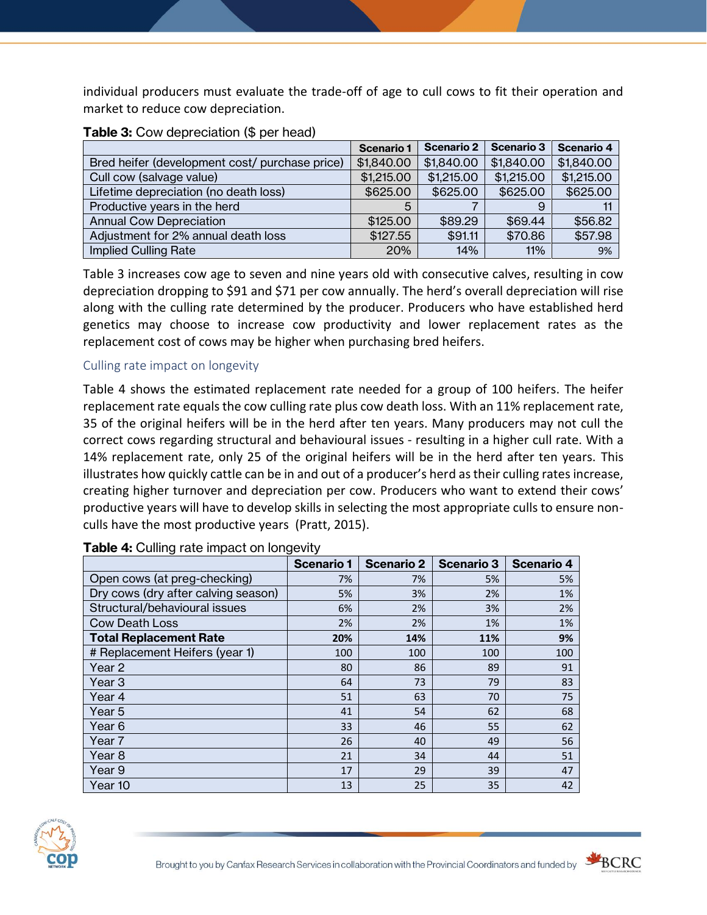individual producers must evaluate the trade-off of age to cull cows to fit their operation and market to reduce cow depreciation.

**Table 3:** Cow depreciation ($ per head)

| | Scenario 1 | Scenario 2 | Scenario 3 | Scenario 4 |
|---|---|---|---|---|
| Bred heifer (development cost/ purchase price) | $1,840.00 | $1,840.00 | $1,840.00 | $1,840.00 |
| Cull cow (salvage value) | $1,215.00 | $1,215.00 | $1,215.00 | $1,215.00 |
| Lifetime depreciation (no death loss) | $625.00 | $625.00 | $625.00 | $625.00 |
| Productive years in the herd | 5 | 7 | 9 | 11 |
| Annual Cow Depreciation | $125.00 | $89.29 | $69.44 | $56.82 |
| Adjustment for 2% annual death loss | $127.55 | $91.11 | $70.86 | $57.98 |
| Implied Culling Rate | 20% | 14% | 11% | 9% |

Table 3 increases cow age to seven and nine years old with consecutive calves, resulting in cow depreciation dropping to $91 and $71 per cow annually. The herd's overall depreciation will rise along with the culling rate determined by the producer. Producers who have established herd genetics may choose to increase cow productivity and lower replacement rates as the replacement cost of cows may be higher when purchasing bred heifers.

### Culling rate impact on longevity

Table 4 shows the estimated replacement rate needed for a group of 100 heifers. The heifer replacement rate equals the cow culling rate plus cow death loss. With an 11% replacement rate, 35 of the original heifers will be in the herd after ten years. Many producers may not cull the correct cows regarding structural and behavioural issues - resulting in a higher cull rate. With a 14% replacement rate, only 25 of the original heifers will be in the herd after ten years. This illustrates how quickly cattle can be in and out of a producer's herd as their culling rates increase, creating higher turnover and depreciation per cow. Producers who want to extend their cows' productive years will have to develop skills in selecting the most appropriate culls to ensure non-culls have the most productive years (Pratt, 2015).

**Table 4:** Culling rate impact on longevity

| | Scenario 1 | Scenario 2 | Scenario 3 | Scenario 4 |
|---|---|---|---|---|
| Open cows (at preg-checking) | 7% | 7% | 5% | 5% |
| Dry cows (dry after calving season) | 5% | 3% | 2% | 1% |
| Structural/behavioural issues | 6% | 2% | 3% | 2% |
| Cow Death Loss | 2% | 2% | 1% | 1% |
| **Total Replacement Rate** | **20%** | **14%** | **11%** | **9%** |
| # Replacement Heifers (year 1) | 100 | 100 | 100 | 100 |
| Year 2 | 80 | 86 | 89 | 91 |
| Year 3 | 64 | 73 | 79 | 83 |
| Year 4 | 51 | 63 | 70 | 75 |
| Year 5 | 41 | 54 | 62 | 68 |
| Year 6 | 33 | 46 | 55 | 62 |
| Year 7 | 26 | 40 | 49 | 56 |
| Year 8 | 21 | 34 | 44 | 51 |
| Year 9 | 17 | 29 | 39 | 47 |
| Year 10 | 13 | 25 | 35 | 42 |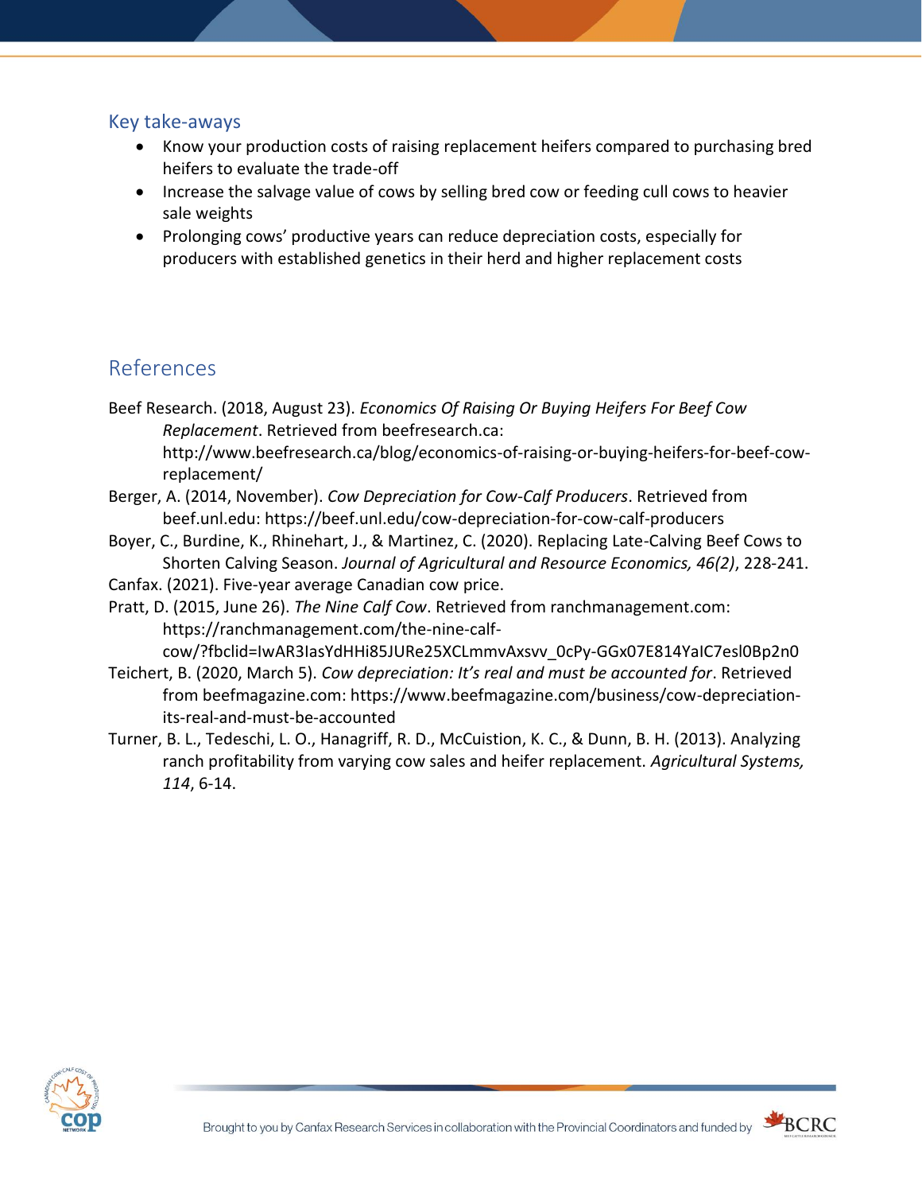## Key take-aways

- Know your production costs of raising replacement heifers compared to purchasing bred heifers to evaluate the trade-off
- Increase the salvage value of cows by selling bred cow or feeding cull cows to heavier sale weights
- Prolonging cows' productive years can reduce depreciation costs, especially for producers with established genetics in their herd and higher replacement costs

## References

Beef Research. (2018, August 23). *Economics Of Raising Or Buying Heifers For Beef Cow Replacement*. Retrieved from beefresearch.ca: http://www.beefresearch.ca/blog/economics-of-raising-or-buying-heifers-for-beef-cow-replacement/

Berger, A. (2014, November). *Cow Depreciation for Cow-Calf Producers*. Retrieved from beef.unl.edu: https://beef.unl.edu/cow-depreciation-for-cow-calf-producers

Boyer, C., Burdine, K., Rhinehart, J., & Martinez, C. (2020). Replacing Late-Calving Beef Cows to Shorten Calving Season. *Journal of Agricultural and Resource Economics, 46(2)*, 228-241.

Canfax. (2021). Five-year average Canadian cow price.

Pratt, D. (2015, June 26). *The Nine Calf Cow*. Retrieved from ranchmanagement.com: https://ranchmanagement.com/the-nine-calf-cow/?fbclid=IwAR3IasYdHHi85JURe25XCLmmvAxsvv_0cPy-GGx07E814YaIC7esl0Bp2n0

Teichert, B. (2020, March 5). *Cow depreciation: It's real and must be accounted for*. Retrieved from beefmagazine.com: https://www.beefmagazine.com/business/cow-depreciation-its-real-and-must-be-accounted

Turner, B. L., Tedeschi, L. O., Hanagriff, R. D., McCuistion, K. C., & Dunn, B. H. (2013). Analyzing ranch profitability from varying cow sales and heifer replacement. *Agricultural Systems, 114*, 6-14.